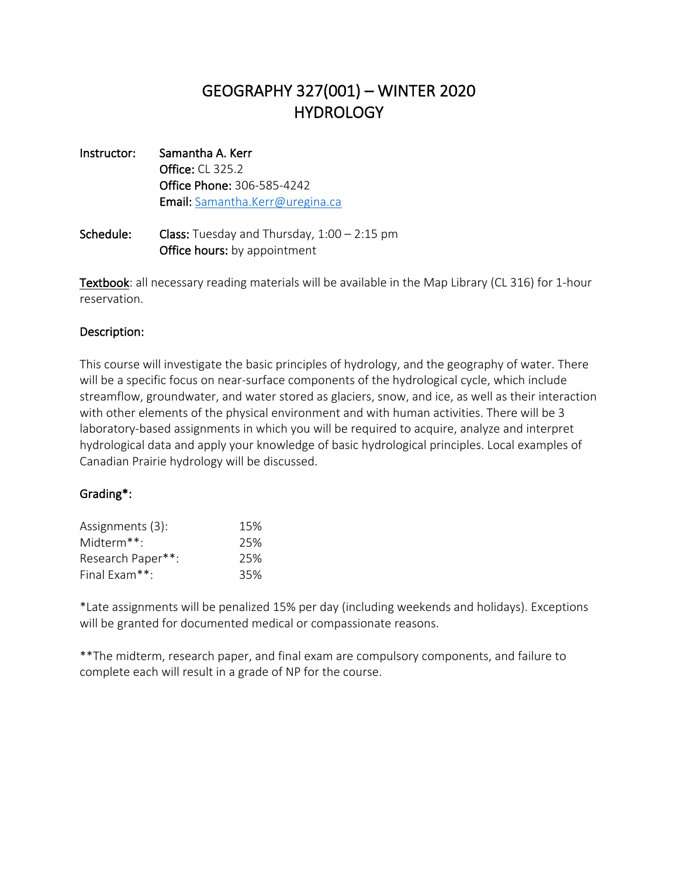# GEOGRAPHY 327(001) – WINTER 2020
# HYDROLOGY

**Instructor:** Samantha A. Kerr
**Office:** CL 325.2
**Office Phone:** 306-585-4242
**Email:** Samantha.Kerr@uregina.ca

**Schedule:** **Class:** Tuesday and Thursday, 1:00 – 2:15 pm
**Office hours:** by appointment

**Textbook**: all necessary reading materials will be available in the Map Library (CL 316) for 1-hour reservation.

**Description:**

This course will investigate the basic principles of hydrology, and the geography of water. There will be a specific focus on near-surface components of the hydrological cycle, which include streamflow, groundwater, and water stored as glaciers, snow, and ice, as well as their interaction with other elements of the physical environment and with human activities. There will be 3 laboratory-based assignments in which you will be required to acquire, analyze and interpret hydrological data and apply your knowledge of basic hydrological principles. Local examples of Canadian Prairie hydrology will be discussed.

**Grading*:**

| | |
|---|---|
| Assignments (3): | 15% |
| Midterm**: | 25% |
| Research Paper**: | 25% |
| Final Exam**: | 35% |

*Late assignments will be penalized 15% per day (including weekends and holidays). Exceptions will be granted for documented medical or compassionate reasons.

**The midterm, research paper, and final exam are compulsory components, and failure to complete each will result in a grade of NP for the course.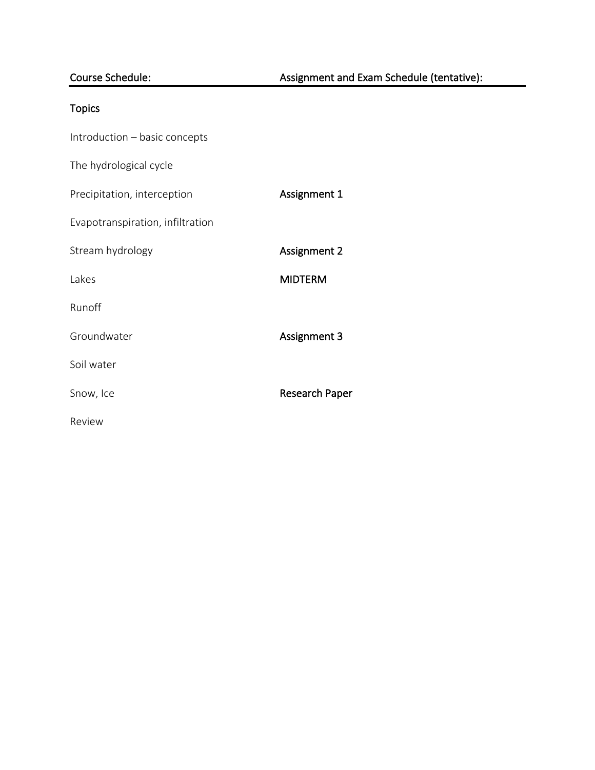| Course Schedule: | Assignment and Exam Schedule (tentative): |
|---|---|
| **Topics** | |
| Introduction – basic concepts | |
| The hydrological cycle | |
| Precipitation, interception | **Assignment 1** |
| Evapotranspiration, infiltration | |
| Stream hydrology | **Assignment 2** |
| Lakes | **MIDTERM** |
| Runoff | |
| Groundwater | **Assignment 3** |
| Soil water | |
| Snow, Ice | **Research Paper** |
| Review | |